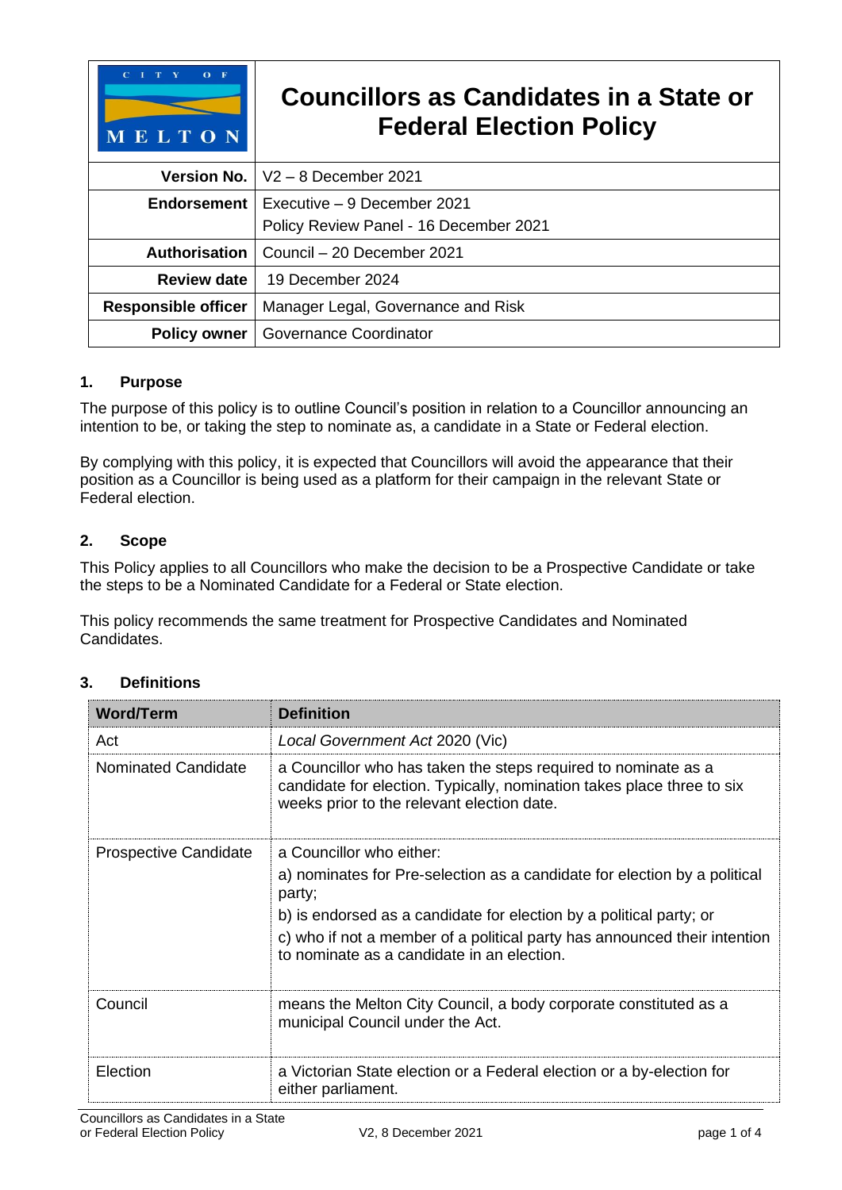| CITY OF MELTON | Councillors as Candidates in a State or Federal Election Policy |
|---|---|
| **Version No.** | V2 – 8 December 2021 |
| **Endorsement** | Executive – 9 December 2021<br>Policy Review Panel - 16 December 2021 |
| **Authorisation** | Council – 20 December 2021 |
| **Review date** | 19 December 2024 |
| **Responsible officer** | Manager Legal, Governance and Risk |
| **Policy owner** | Governance Coordinator |

## 1. Purpose

The purpose of this policy is to outline Council's position in relation to a Councillor announcing an intention to be, or taking the step to nominate as, a candidate in a State or Federal election.

By complying with this policy, it is expected that Councillors will avoid the appearance that their position as a Councillor is being used as a platform for their campaign in the relevant State or Federal election.

## 2. Scope

This Policy applies to all Councillors who make the decision to be a Prospective Candidate or take the steps to be a Nominated Candidate for a Federal or State election.

This policy recommends the same treatment for Prospective Candidates and Nominated Candidates.

## 3. Definitions

| Word/Term | Definition |
|---|---|
| Act | *Local Government Act* 2020 (Vic) |
| Nominated Candidate | a Councillor who has taken the steps required to nominate as a candidate for election. Typically, nomination takes place three to six weeks prior to the relevant election date. |
| Prospective Candidate | a Councillor who either:<br>a) nominates for Pre-selection as a candidate for election by a political party;<br>b) is endorsed as a candidate for election by a political party; or<br>c) who if not a member of a political party has announced their intention to nominate as a candidate in an election. |
| Council | means the Melton City Council, a body corporate constituted as a municipal Council under the Act. |
| Election | a Victorian State election or a Federal election or a by-election for either parliament. |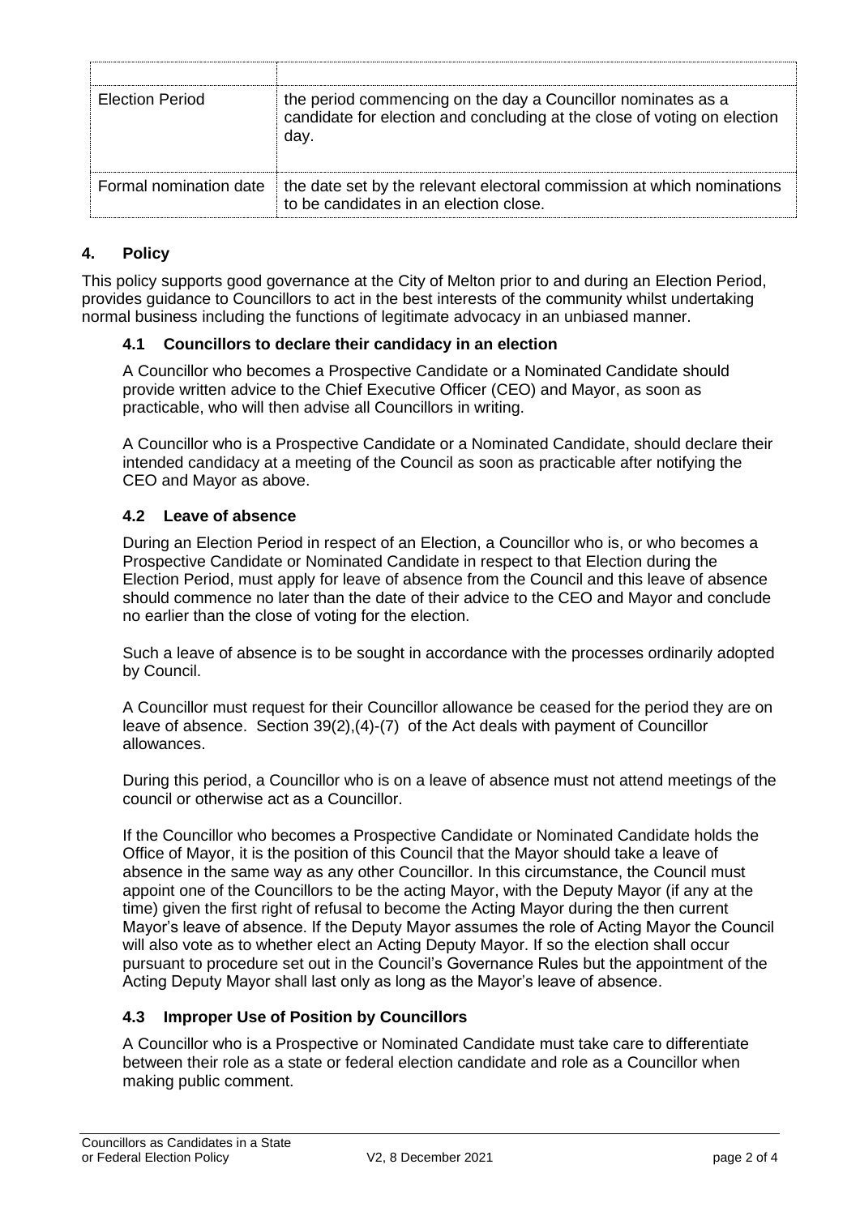| | |
|---|---|
| Election Period | the period commencing on the day a Councillor nominates as a candidate for election and concluding at the close of voting on election day. |
| Formal nomination date | the date set by the relevant electoral commission at which nominations to be candidates in an election close. |

## 4. Policy

This policy supports good governance at the City of Melton prior to and during an Election Period, provides guidance to Councillors to act in the best interests of the community whilst undertaking normal business including the functions of legitimate advocacy in an unbiased manner.

### 4.1 Councillors to declare their candidacy in an election

A Councillor who becomes a Prospective Candidate or a Nominated Candidate should provide written advice to the Chief Executive Officer (CEO) and Mayor, as soon as practicable, who will then advise all Councillors in writing.

A Councillor who is a Prospective Candidate or a Nominated Candidate, should declare their intended candidacy at a meeting of the Council as soon as practicable after notifying the CEO and Mayor as above.

### 4.2 Leave of absence

During an Election Period in respect of an Election, a Councillor who is, or who becomes a Prospective Candidate or Nominated Candidate in respect to that Election during the Election Period, must apply for leave of absence from the Council and this leave of absence should commence no later than the date of their advice to the CEO and Mayor and conclude no earlier than the close of voting for the election.

Such a leave of absence is to be sought in accordance with the processes ordinarily adopted by Council.

A Councillor must request for their Councillor allowance be ceased for the period they are on leave of absence. Section 39(2),(4)-(7) of the Act deals with payment of Councillor allowances.

During this period, a Councillor who is on a leave of absence must not attend meetings of the council or otherwise act as a Councillor.

If the Councillor who becomes a Prospective Candidate or Nominated Candidate holds the Office of Mayor, it is the position of this Council that the Mayor should take a leave of absence in the same way as any other Councillor. In this circumstance, the Council must appoint one of the Councillors to be the acting Mayor, with the Deputy Mayor (if any at the time) given the first right of refusal to become the Acting Mayor during the then current Mayor's leave of absence. If the Deputy Mayor assumes the role of Acting Mayor the Council will also vote as to whether elect an Acting Deputy Mayor. If so the election shall occur pursuant to procedure set out in the Council's Governance Rules but the appointment of the Acting Deputy Mayor shall last only as long as the Mayor's leave of absence.

### 4.3 Improper Use of Position by Councillors

A Councillor who is a Prospective or Nominated Candidate must take care to differentiate between their role as a state or federal election candidate and role as a Councillor when making public comment.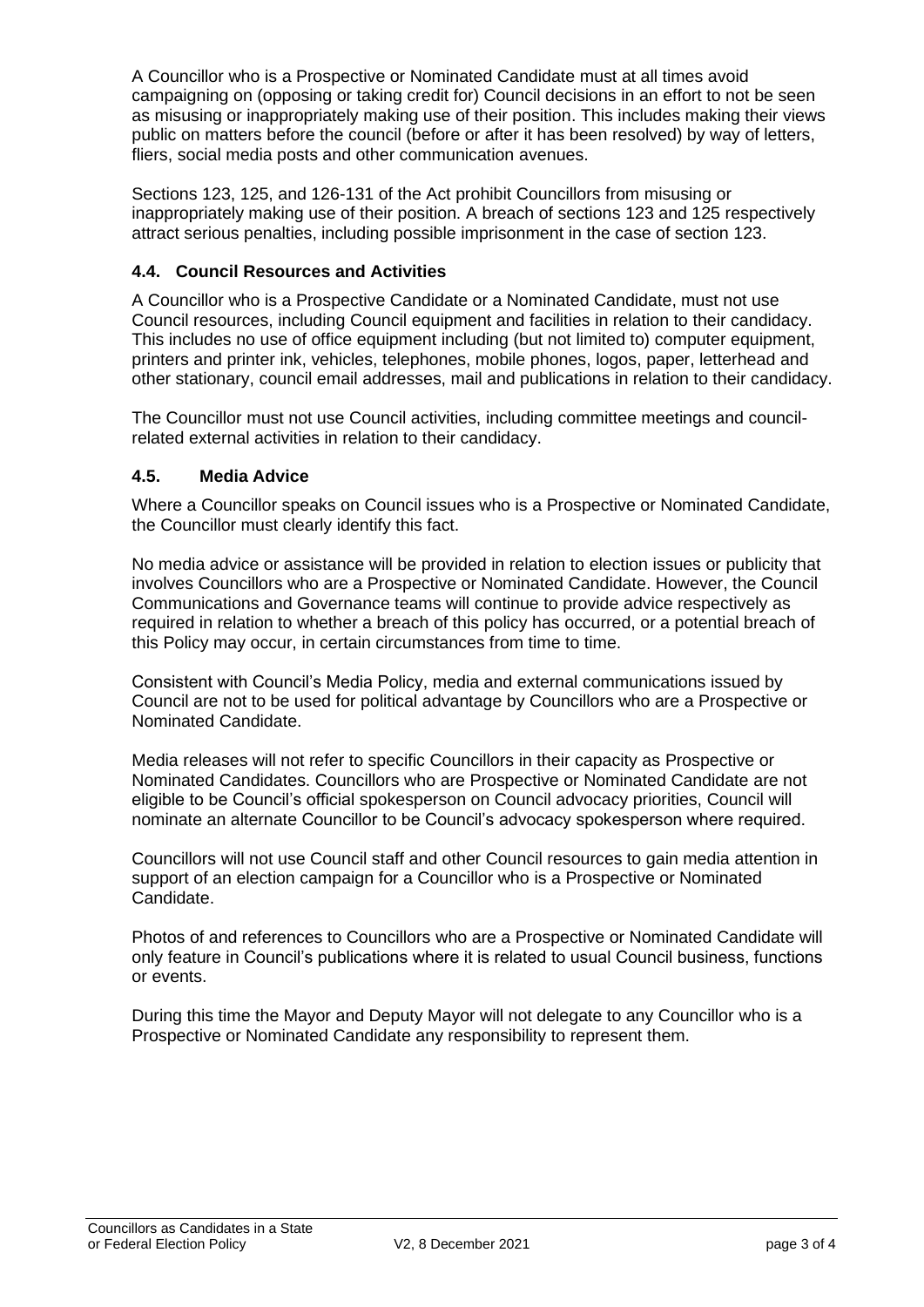A Councillor who is a Prospective or Nominated Candidate must at all times avoid campaigning on (opposing or taking credit for) Council decisions in an effort to not be seen as misusing or inappropriately making use of their position. This includes making their views public on matters before the council (before or after it has been resolved) by way of letters, fliers, social media posts and other communication avenues.

Sections 123, 125, and 126-131 of the Act prohibit Councillors from misusing or inappropriately making use of their position. A breach of sections 123 and 125 respectively attract serious penalties, including possible imprisonment in the case of section 123.

### 4.4. Council Resources and Activities

A Councillor who is a Prospective Candidate or a Nominated Candidate, must not use Council resources, including Council equipment and facilities in relation to their candidacy. This includes no use of office equipment including (but not limited to) computer equipment, printers and printer ink, vehicles, telephones, mobile phones, logos, paper, letterhead and other stationary, council email addresses, mail and publications in relation to their candidacy.

The Councillor must not use Council activities, including committee meetings and council-related external activities in relation to their candidacy.

### 4.5. Media Advice

Where a Councillor speaks on Council issues who is a Prospective or Nominated Candidate, the Councillor must clearly identify this fact.

No media advice or assistance will be provided in relation to election issues or publicity that involves Councillors who are a Prospective or Nominated Candidate. However, the Council Communications and Governance teams will continue to provide advice respectively as required in relation to whether a breach of this policy has occurred, or a potential breach of this Policy may occur, in certain circumstances from time to time.

Consistent with Council's Media Policy, media and external communications issued by Council are not to be used for political advantage by Councillors who are a Prospective or Nominated Candidate.

Media releases will not refer to specific Councillors in their capacity as Prospective or Nominated Candidates. Councillors who are Prospective or Nominated Candidate are not eligible to be Council's official spokesperson on Council advocacy priorities, Council will nominate an alternate Councillor to be Council's advocacy spokesperson where required.

Councillors will not use Council staff and other Council resources to gain media attention in support of an election campaign for a Councillor who is a Prospective or Nominated Candidate.

Photos of and references to Councillors who are a Prospective or Nominated Candidate will only feature in Council's publications where it is related to usual Council business, functions or events.

During this time the Mayor and Deputy Mayor will not delegate to any Councillor who is a Prospective or Nominated Candidate any responsibility to represent them.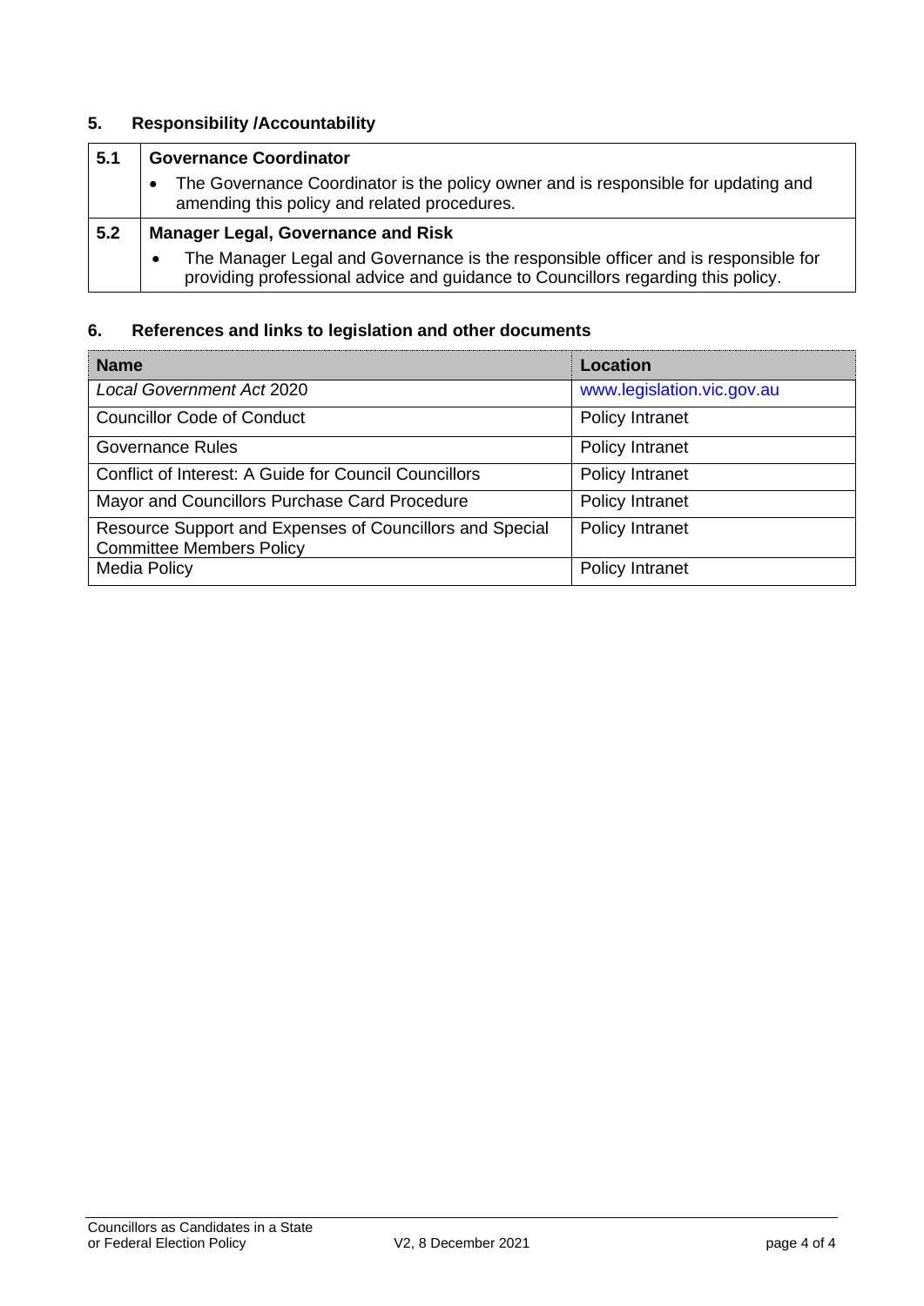## 5. Responsibility /Accountability

| | |
|---|---|
| **5.1** | **Governance Coordinator**<br>• The Governance Coordinator is the policy owner and is responsible for updating and amending this policy and related procedures. |
| **5.2** | **Manager Legal, Governance and Risk**<br>• The Manager Legal and Governance is the responsible officer and is responsible for providing professional advice and guidance to Councillors regarding this policy. |

## 6. References and links to legislation and other documents

| Name | Location |
|---|---|
| *Local Government Act* 2020 | www.legislation.vic.gov.au |
| Councillor Code of Conduct | Policy Intranet |
| Governance Rules | Policy Intranet |
| Conflict of Interest: A Guide for Council Councillors | Policy Intranet |
| Mayor and Councillors Purchase Card Procedure | Policy Intranet |
| Resource Support and Expenses of Councillors and Special Committee Members Policy | Policy Intranet |
| Media Policy | Policy Intranet |